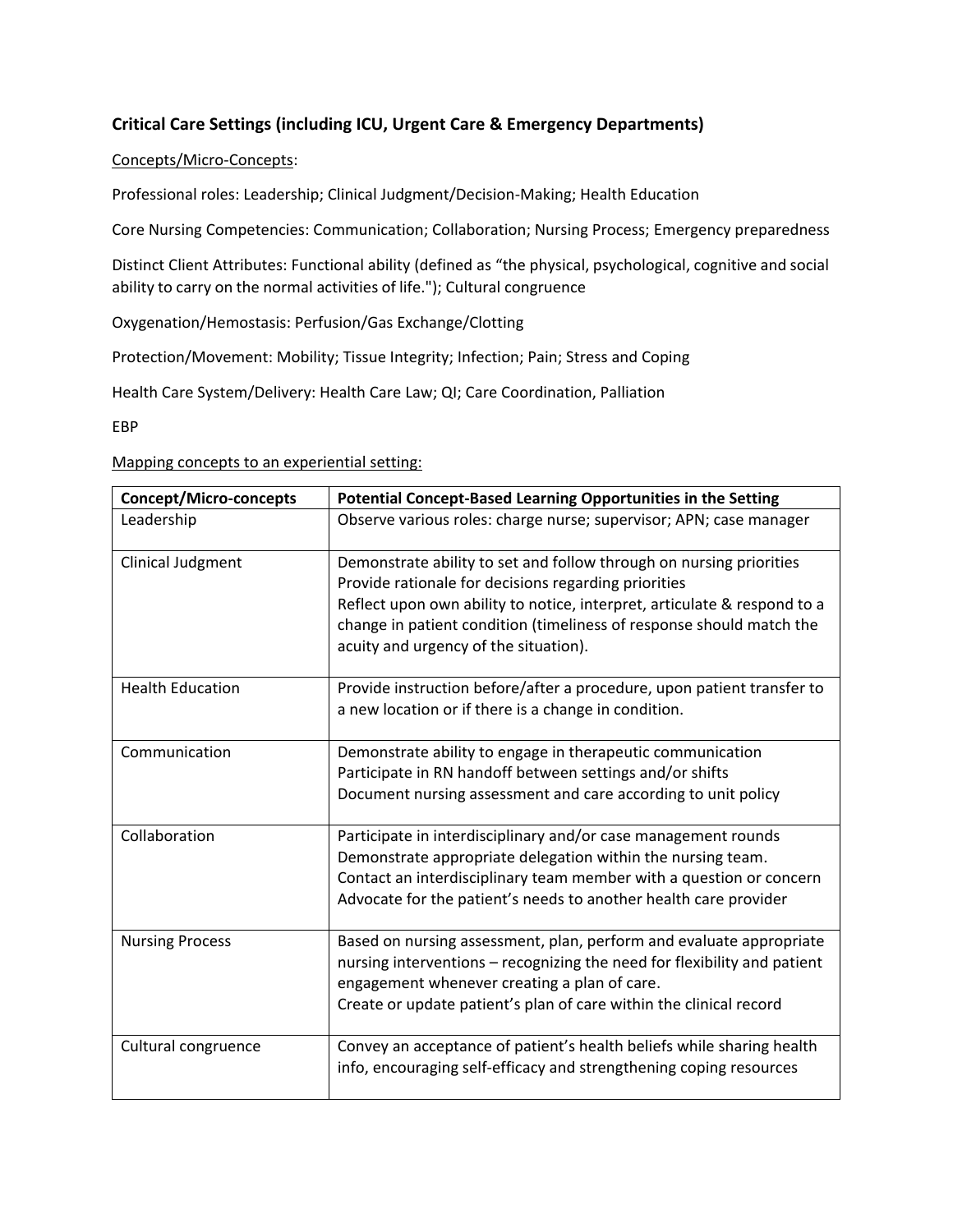## Critical Care Settings (including ICU, Urgent Care & Emergency Departments)

Concepts/Micro-Concepts:

Professional roles: Leadership; Clinical Judgment/Decision-Making; Health Education

Core Nursing Competencies: Communication; Collaboration; Nursing Process; Emergency preparedness

Distinct Client Attributes: Functional ability (defined as "the physical, psychological, cognitive and social ability to carry on the normal activities of life."); Cultural congruence

Oxygenation/Hemostasis: Perfusion/Gas Exchange/Clotting

Protection/Movement: Mobility; Tissue Integrity; Infection; Pain; Stress and Coping

Health Care System/Delivery: Health Care Law; QI; Care Coordination, Palliation

EBP

Mapping concepts to an experiential setting:

| Concept/Micro-concepts | Potential Concept-Based Learning Opportunities in the Setting |
|---|---|
| Leadership | Observe various roles: charge nurse; supervisor; APN; case manager |
| Clinical Judgment | Demonstrate ability to set and follow through on nursing priorities<br>Provide rationale for decisions regarding priorities<br>Reflect upon own ability to notice, interpret, articulate & respond to a change in patient condition (timeliness of response should match the acuity and urgency of the situation). |
| Health Education | Provide instruction before/after a procedure, upon patient transfer to a new location or if there is a change in condition. |
| Communication | Demonstrate ability to engage in therapeutic communication<br>Participate in RN handoff between settings and/or shifts<br>Document nursing assessment and care according to unit policy |
| Collaboration | Participate in interdisciplinary and/or case management rounds<br>Demonstrate appropriate delegation within the nursing team.<br>Contact an interdisciplinary team member with a question or concern<br>Advocate for the patient's needs to another health care provider |
| Nursing Process | Based on nursing assessment, plan, perform and evaluate appropriate nursing interventions – recognizing the need for flexibility and patient engagement whenever creating a plan of care.<br>Create or update patient's plan of care within the clinical record |
| Cultural congruence | Convey an acceptance of patient's health beliefs while sharing health info, encouraging self-efficacy and strengthening coping resources |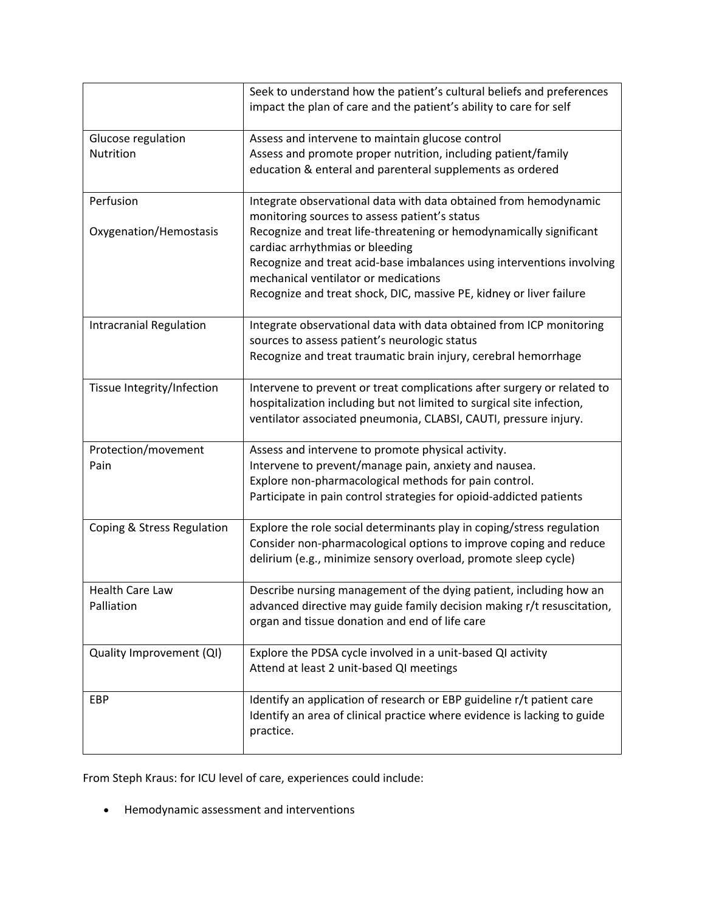| | |
|---|---|
| | Seek to understand how the patient's cultural beliefs and preferences impact the plan of care and the patient's ability to care for self |
| Glucose regulation<br>Nutrition | Assess and intervene to maintain glucose control<br>Assess and promote proper nutrition, including patient/family education & enteral and parenteral supplements as ordered |
| Perfusion<br><br>Oxygenation/Hemostasis | Integrate observational data with data obtained from hemodynamic monitoring sources to assess patient's status<br>Recognize and treat life-threatening or hemodynamically significant cardiac arrhythmias or bleeding<br>Recognize and treat acid-base imbalances using interventions involving mechanical ventilator or medications<br>Recognize and treat shock, DIC, massive PE, kidney or liver failure |
| Intracranial Regulation | Integrate observational data with data obtained from ICP monitoring sources to assess patient's neurologic status<br>Recognize and treat traumatic brain injury, cerebral hemorrhage |
| Tissue Integrity/Infection | Intervene to prevent or treat complications after surgery or related to hospitalization including but not limited to surgical site infection, ventilator associated pneumonia, CLABSI, CAUTI, pressure injury. |
| Protection/movement<br>Pain | Assess and intervene to promote physical activity.<br>Intervene to prevent/manage pain, anxiety and nausea.<br>Explore non-pharmacological methods for pain control.<br>Participate in pain control strategies for opioid-addicted patients |
| Coping & Stress Regulation | Explore the role social determinants play in coping/stress regulation<br>Consider non-pharmacological options to improve coping and reduce delirium (e.g., minimize sensory overload, promote sleep cycle) |
| Health Care Law<br>Palliation | Describe nursing management of the dying patient, including how an advanced directive may guide family decision making r/t resuscitation, organ and tissue donation and end of life care |
| Quality Improvement (QI) | Explore the PDSA cycle involved in a unit-based QI activity<br>Attend at least 2 unit-based QI meetings |
| EBP | Identify an application of research or EBP guideline r/t patient care<br>Identify an area of clinical practice where evidence is lacking to guide practice. |

From Steph Kraus: for ICU level of care, experiences could include:

- Hemodynamic assessment and interventions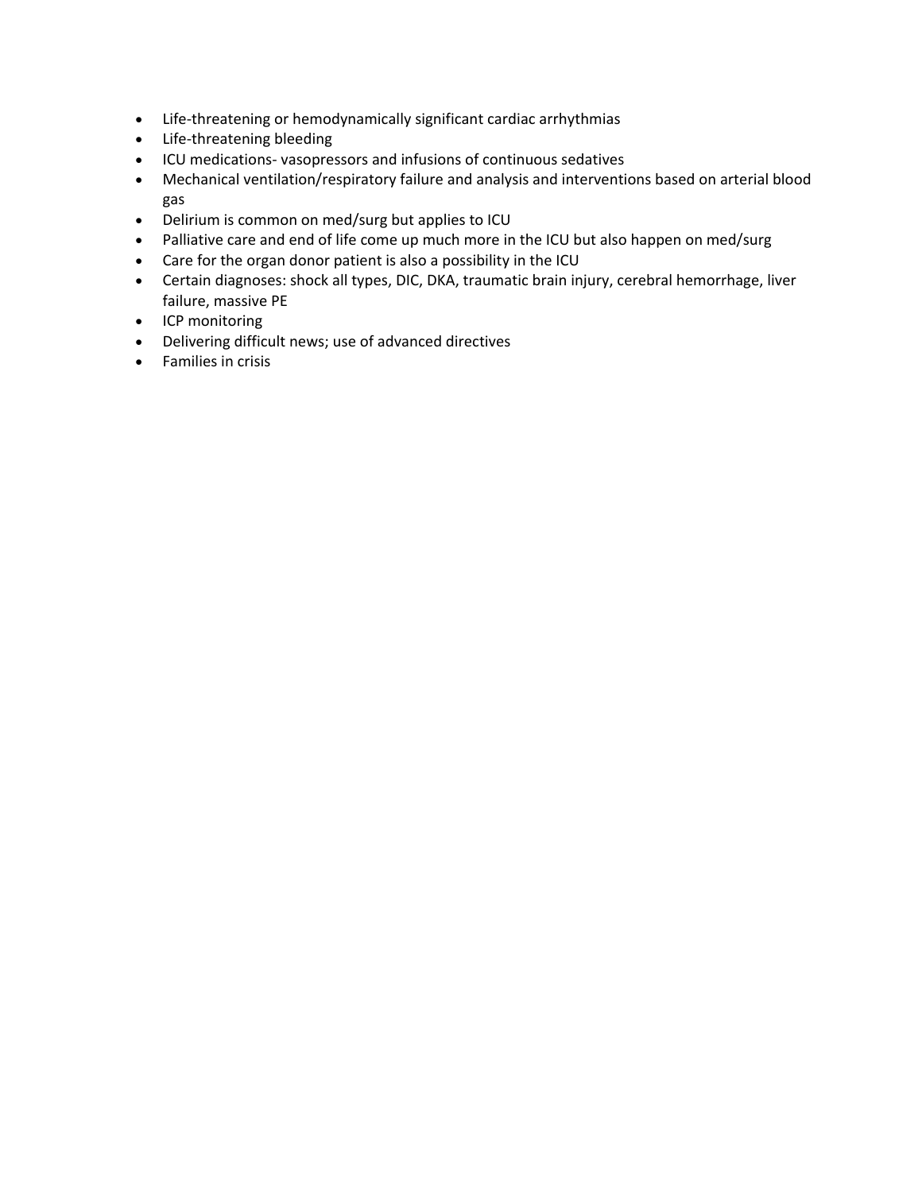- Life-threatening or hemodynamically significant cardiac arrhythmias
- Life-threatening bleeding
- ICU medications- vasopressors and infusions of continuous sedatives
- Mechanical ventilation/respiratory failure and analysis and interventions based on arterial blood gas
- Delirium is common on med/surg but applies to ICU
- Palliative care and end of life come up much more in the ICU but also happen on med/surg
- Care for the organ donor patient is also a possibility in the ICU
- Certain diagnoses: shock all types, DIC, DKA, traumatic brain injury, cerebral hemorrhage, liver failure, massive PE
- ICP monitoring
- Delivering difficult news; use of advanced directives
- Families in crisis